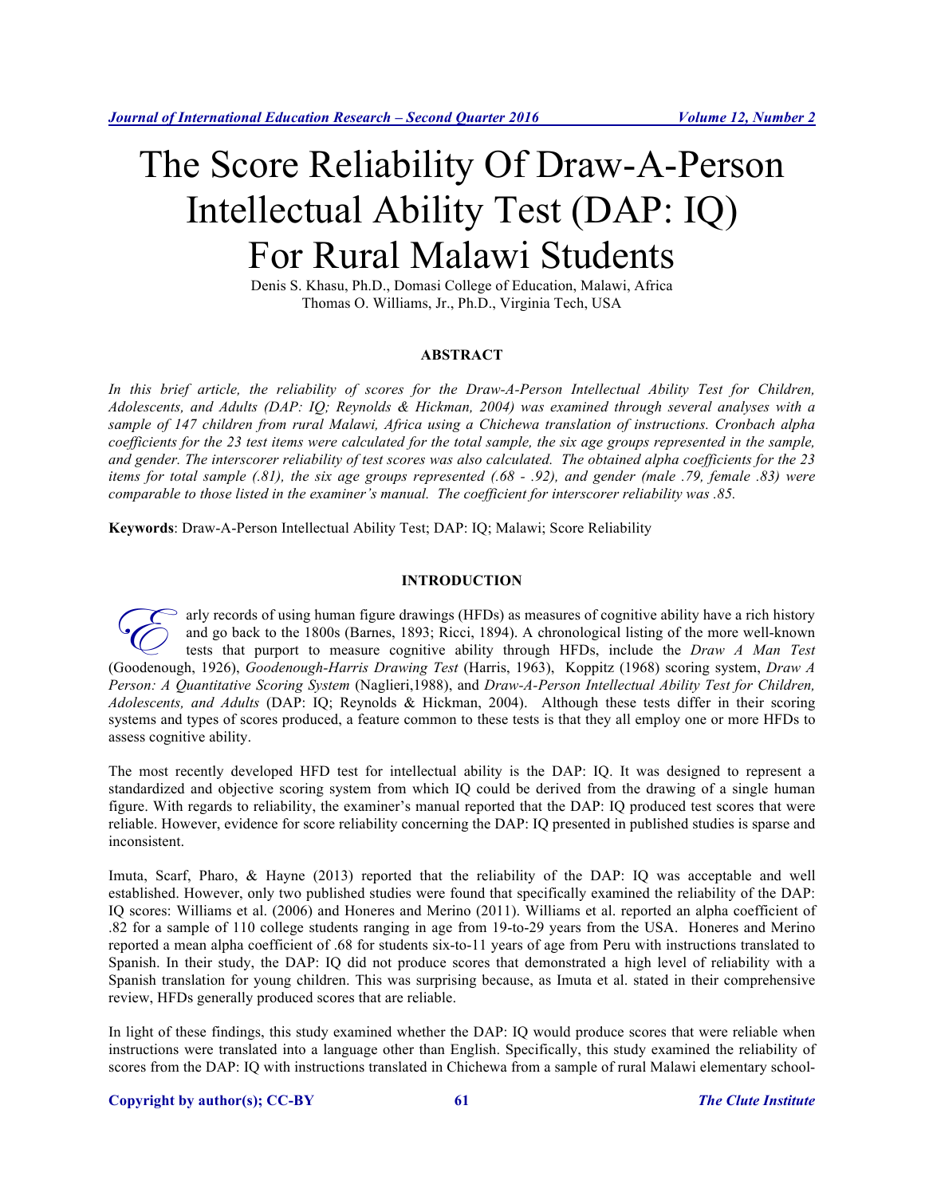# The Score Reliability Of Draw-A-Person Intellectual Ability Test (DAP: IQ) For Rural Malawi Students

Denis S. Khasu, Ph.D., Domasi College of Education, Malawi, Africa
Thomas O. Williams, Jr., Ph.D., Virginia Tech, USA

## ABSTRACT

*In this brief article, the reliability of scores for the Draw-A-Person Intellectual Ability Test for Children, Adolescents, and Adults (DAP: IQ; Reynolds & Hickman, 2004) was examined through several analyses with a sample of 147 children from rural Malawi, Africa using a Chichewa translation of instructions. Cronbach alpha coefficients for the 23 test items were calculated for the total sample, the six age groups represented in the sample, and gender. The interscorer reliability of test scores was also calculated. The obtained alpha coefficients for the 23 items for total sample (.81), the six age groups represented (.68 - .92), and gender (male .79, female .83) were comparable to those listed in the examiner's manual. The coefficient for interscorer reliability was .85.*

**Keywords**: Draw-A-Person Intellectual Ability Test; DAP: IQ; Malawi; Score Reliability

## INTRODUCTION

Early records of using human figure drawings (HFDs) as measures of cognitive ability have a rich history and go back to the 1800s (Barnes, 1893; Ricci, 1894). A chronological listing of the more well-known tests that purport to measure cognitive ability through HFDs, include the *Draw A Man Test* (Goodenough, 1926), *Goodenough-Harris Drawing Test* (Harris, 1963), Koppitz (1968) scoring system, *Draw A Person: A Quantitative Scoring System* (Naglieri,1988), and *Draw-A-Person Intellectual Ability Test for Children, Adolescents, and Adults* (DAP: IQ; Reynolds & Hickman, 2004). Although these tests differ in their scoring systems and types of scores produced, a feature common to these tests is that they all employ one or more HFDs to assess cognitive ability.

The most recently developed HFD test for intellectual ability is the DAP: IQ. It was designed to represent a standardized and objective scoring system from which IQ could be derived from the drawing of a single human figure. With regards to reliability, the examiner's manual reported that the DAP: IQ produced test scores that were reliable. However, evidence for score reliability concerning the DAP: IQ presented in published studies is sparse and inconsistent.

Imuta, Scarf, Pharo, & Hayne (2013) reported that the reliability of the DAP: IQ was acceptable and well established. However, only two published studies were found that specifically examined the reliability of the DAP: IQ scores: Williams et al. (2006) and Honeres and Merino (2011). Williams et al. reported an alpha coefficient of .82 for a sample of 110 college students ranging in age from 19-to-29 years from the USA. Honeres and Merino reported a mean alpha coefficient of .68 for students six-to-11 years of age from Peru with instructions translated to Spanish. In their study, the DAP: IQ did not produce scores that demonstrated a high level of reliability with a Spanish translation for young children. This was surprising because, as Imuta et al. stated in their comprehensive review, HFDs generally produced scores that are reliable.

In light of these findings, this study examined whether the DAP: IQ would produce scores that were reliable when instructions were translated into a language other than English. Specifically, this study examined the reliability of scores from the DAP: IQ with instructions translated in Chichewa from a sample of rural Malawi elementary school-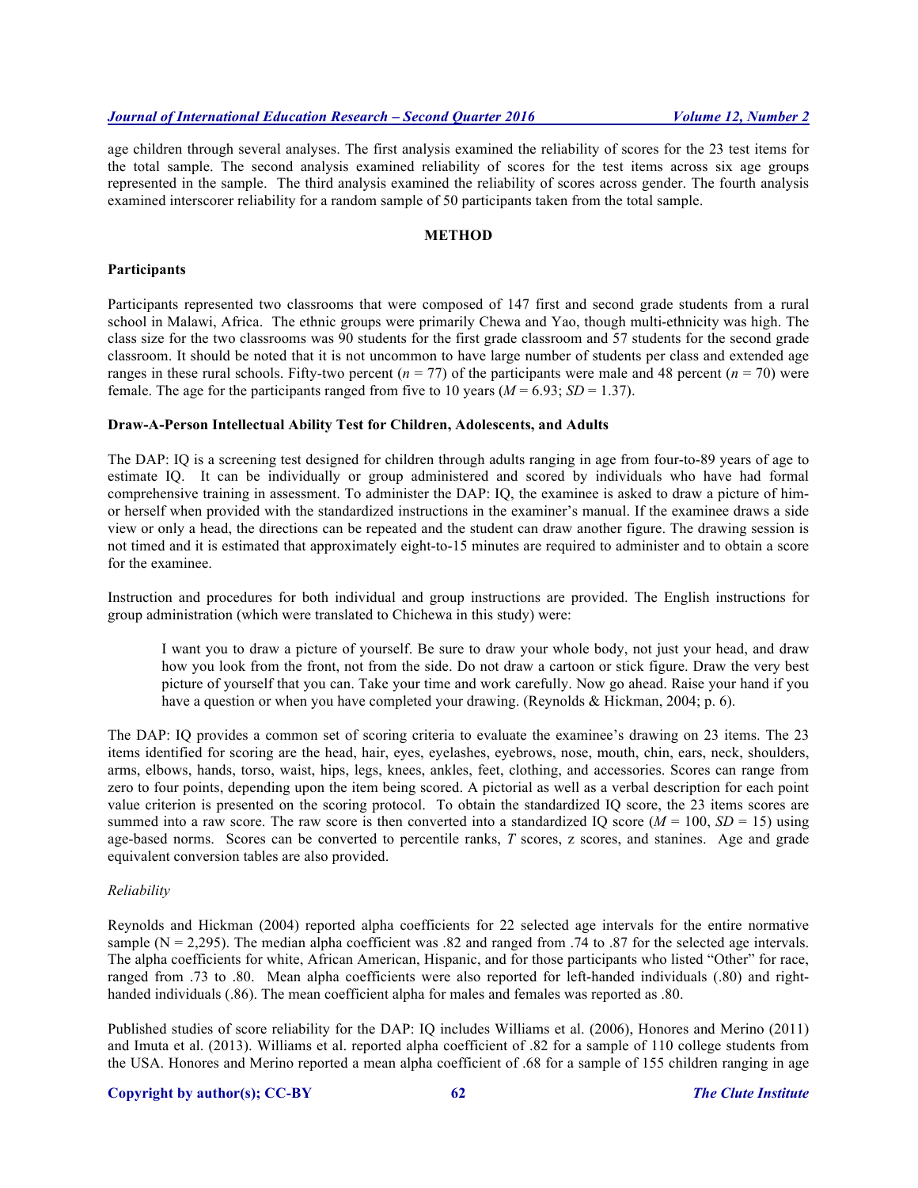age children through several analyses. The first analysis examined the reliability of scores for the 23 test items for the total sample. The second analysis examined reliability of scores for the test items across six age groups represented in the sample. The third analysis examined the reliability of scores across gender. The fourth analysis examined interscorer reliability for a random sample of 50 participants taken from the total sample.

## METHOD

### Participants

Participants represented two classrooms that were composed of 147 first and second grade students from a rural school in Malawi, Africa. The ethnic groups were primarily Chewa and Yao, though multi-ethnicity was high. The class size for the two classrooms was 90 students for the first grade classroom and 57 students for the second grade classroom. It should be noted that it is not uncommon to have large number of students per class and extended age ranges in these rural schools. Fifty-two percent (*n* = 77) of the participants were male and 48 percent (*n* = 70) were female. The age for the participants ranged from five to 10 years (*M* = 6.93; *SD* = 1.37).

### Draw-A-Person Intellectual Ability Test for Children, Adolescents, and Adults

The DAP: IQ is a screening test designed for children through adults ranging in age from four-to-89 years of age to estimate IQ. It can be individually or group administered and scored by individuals who have had formal comprehensive training in assessment. To administer the DAP: IQ, the examinee is asked to draw a picture of him- or herself when provided with the standardized instructions in the examiner's manual. If the examinee draws a side view or only a head, the directions can be repeated and the student can draw another figure. The drawing session is not timed and it is estimated that approximately eight-to-15 minutes are required to administer and to obtain a score for the examinee.

Instruction and procedures for both individual and group instructions are provided. The English instructions for group administration (which were translated to Chichewa in this study) were:

> I want you to draw a picture of yourself. Be sure to draw your whole body, not just your head, and draw how you look from the front, not from the side. Do not draw a cartoon or stick figure. Draw the very best picture of yourself that you can. Take your time and work carefully. Now go ahead. Raise your hand if you have a question or when you have completed your drawing. (Reynolds & Hickman, 2004; p. 6).

The DAP: IQ provides a common set of scoring criteria to evaluate the examinee's drawing on 23 items. The 23 items identified for scoring are the head, hair, eyes, eyelashes, eyebrows, nose, mouth, chin, ears, neck, shoulders, arms, elbows, hands, torso, waist, hips, legs, knees, ankles, feet, clothing, and accessories. Scores can range from zero to four points, depending upon the item being scored. A pictorial as well as a verbal description for each point value criterion is presented on the scoring protocol. To obtain the standardized IQ score, the 23 items scores are summed into a raw score. The raw score is then converted into a standardized IQ score (*M* = 100, *SD* = 15) using age-based norms. Scores can be converted to percentile ranks, *T* scores, z scores, and stanines. Age and grade equivalent conversion tables are also provided.

#### *Reliability*

Reynolds and Hickman (2004) reported alpha coefficients for 22 selected age intervals for the entire normative sample (N = 2,295). The median alpha coefficient was .82 and ranged from .74 to .87 for the selected age intervals. The alpha coefficients for white, African American, Hispanic, and for those participants who listed "Other" for race, ranged from .73 to .80. Mean alpha coefficients were also reported for left-handed individuals (.80) and right-handed individuals (.86). The mean coefficient alpha for males and females was reported as .80.

Published studies of score reliability for the DAP: IQ includes Williams et al. (2006), Honores and Merino (2011) and Imuta et al. (2013). Williams et al. reported alpha coefficient of .82 for a sample of 110 college students from the USA. Honores and Merino reported a mean alpha coefficient of .68 for a sample of 155 children ranging in age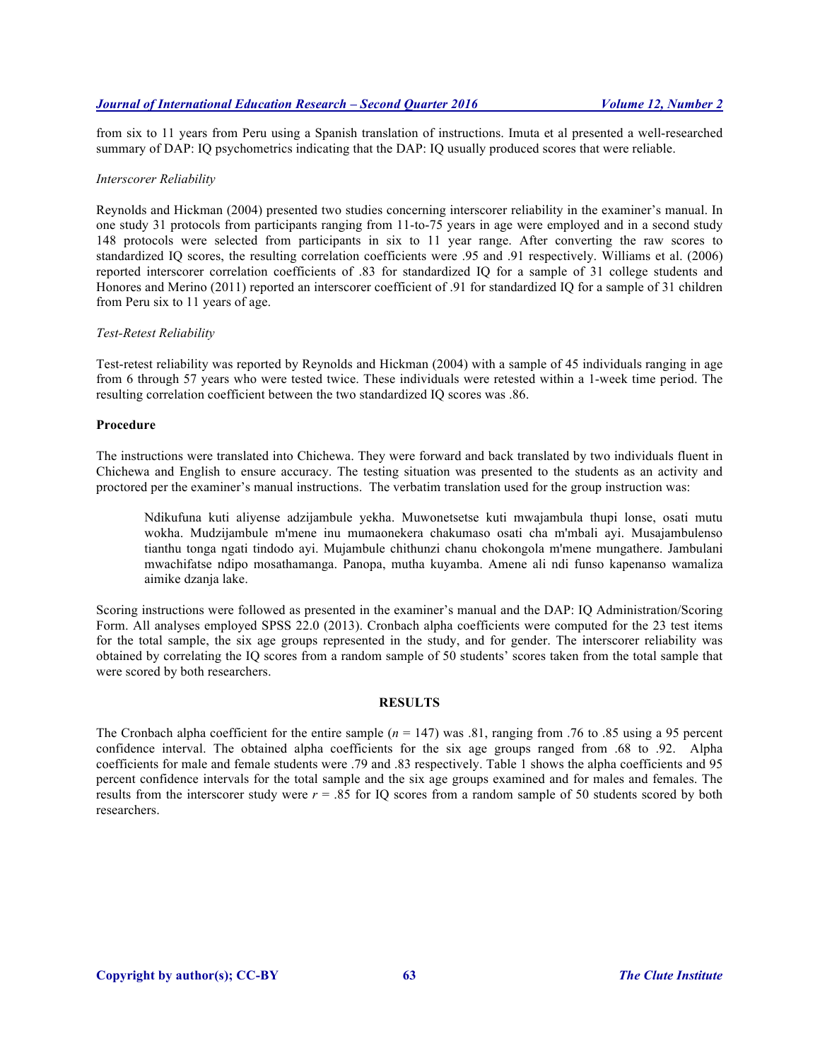from six to 11 years from Peru using a Spanish translation of instructions. Imuta et al presented a well-researched summary of DAP: IQ psychometrics indicating that the DAP: IQ usually produced scores that were reliable.

*Interscorer Reliability*

Reynolds and Hickman (2004) presented two studies concerning interscorer reliability in the examiner's manual. In one study 31 protocols from participants ranging from 11-to-75 years in age were employed and in a second study 148 protocols were selected from participants in six to 11 year range. After converting the raw scores to standardized IQ scores, the resulting correlation coefficients were .95 and .91 respectively. Williams et al. (2006) reported interscorer correlation coefficients of .83 for standardized IQ for a sample of 31 college students and Honores and Merino (2011) reported an interscorer coefficient of .91 for standardized IQ for a sample of 31 children from Peru six to 11 years of age.

*Test-Retest Reliability*

Test-retest reliability was reported by Reynolds and Hickman (2004) with a sample of 45 individuals ranging in age from 6 through 57 years who were tested twice. These individuals were retested within a 1-week time period. The resulting correlation coefficient between the two standardized IQ scores was .86.

**Procedure**

The instructions were translated into Chichewa. They were forward and back translated by two individuals fluent in Chichewa and English to ensure accuracy. The testing situation was presented to the students as an activity and proctored per the examiner's manual instructions. The verbatim translation used for the group instruction was:

> Ndikufuna kuti aliyense adzijambule yekha. Muwonetsetse kuti mwajambula thupi lonse, osati mutu wokha. Mudzijambule m'mene inu mumaonekera chakumaso osati cha m'mbali ayi. Musajambulenso tianthu tonga ngati tindodo ayi. Mujambule chithunzi chanu chokongola m'mene mungathere. Jambulani mwachifatse ndipo mosathamanga. Panopa, mutha kuyamba. Amene ali ndi funso kapenanso wamaliza aimike dzanja lake.

Scoring instructions were followed as presented in the examiner's manual and the DAP: IQ Administration/Scoring Form. All analyses employed SPSS 22.0 (2013). Cronbach alpha coefficients were computed for the 23 test items for the total sample, the six age groups represented in the study, and for gender. The interscorer reliability was obtained by correlating the IQ scores from a random sample of 50 students' scores taken from the total sample that were scored by both researchers.

## RESULTS

The Cronbach alpha coefficient for the entire sample ($n$ = 147) was .81, ranging from .76 to .85 using a 95 percent confidence interval. The obtained alpha coefficients for the six age groups ranged from .68 to .92. Alpha coefficients for male and female students were .79 and .83 respectively. Table 1 shows the alpha coefficients and 95 percent confidence intervals for the total sample and the six age groups examined and for males and females. The results from the interscorer study were $r$ = .85 for IQ scores from a random sample of 50 students scored by both researchers.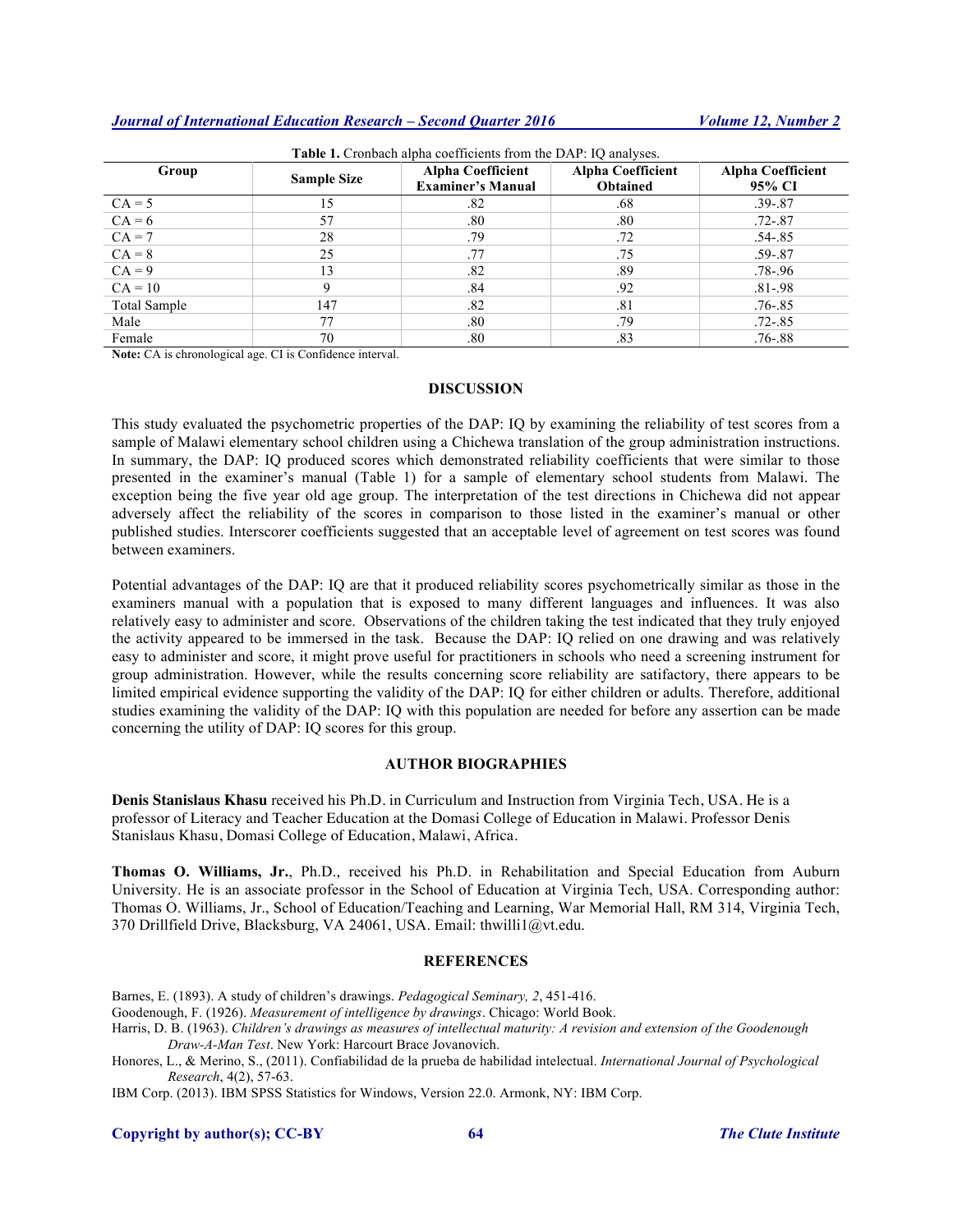**Table 1.** Cronbach alpha coefficients from the DAP: IQ analyses.

| Group | Sample Size | Alpha Coefficient Examiner's Manual | Alpha Coefficient Obtained | Alpha Coefficient 95% CI |
|---|---|---|---|---|
| CA = 5 | 15 | .82 | .68 | .39-.87 |
| CA = 6 | 57 | .80 | .80 | .72-.87 |
| CA = 7 | 28 | .79 | .72 | .54-.85 |
| CA = 8 | 25 | .77 | .75 | .59-.87 |
| CA = 9 | 13 | .82 | .89 | .78-.96 |
| CA = 10 | 9 | .84 | .92 | .81-.98 |
| Total Sample | 147 | .82 | .81 | .76-.85 |
| Male | 77 | .80 | .79 | .72-.85 |
| Female | 70 | .80 | .83 | .76-.88 |

**Note:** CA is chronological age. CI is Confidence interval.

## DISCUSSION

This study evaluated the psychometric properties of the DAP: IQ by examining the reliability of test scores from a sample of Malawi elementary school children using a Chichewa translation of the group administration instructions. In summary, the DAP: IQ produced scores which demonstrated reliability coefficients that were similar to those presented in the examiner's manual (Table 1) for a sample of elementary school students from Malawi. The exception being the five year old age group. The interpretation of the test directions in Chichewa did not appear adversely affect the reliability of the scores in comparison to those listed in the examiner's manual or other published studies. Interscorer coefficients suggested that an acceptable level of agreement on test scores was found between examiners.

Potential advantages of the DAP: IQ are that it produced reliability scores psychometrically similar as those in the examiners manual with a population that is exposed to many different languages and influences. It was also relatively easy to administer and score. Observations of the children taking the test indicated that they truly enjoyed the activity appeared to be immersed in the task. Because the DAP: IQ relied on one drawing and was relatively easy to administer and score, it might prove useful for practitioners in schools who need a screening instrument for group administration. However, while the results concerning score reliability are satisfactory, there appears to be limited empirical evidence supporting the validity of the DAP: IQ for either children or adults. Therefore, additional studies examining the validity of the DAP: IQ with this population are needed for before any assertion can be made concerning the utility of DAP: IQ scores for this group.

## AUTHOR BIOGRAPHIES

**Denis Stanislaus Khasu** received his Ph.D. in Curriculum and Instruction from Virginia Tech, USA. He is a professor of Literacy and Teacher Education at the Domasi College of Education in Malawi. Professor Denis Stanislaus Khasu, Domasi College of Education, Malawi, Africa.

**Thomas O. Williams, Jr.**, Ph.D., received his Ph.D. in Rehabilitation and Special Education from Auburn University. He is an associate professor in the School of Education at Virginia Tech, USA. Corresponding author: Thomas O. Williams, Jr., School of Education/Teaching and Learning, War Memorial Hall, RM 314, Virginia Tech, 370 Drillfield Drive, Blacksburg, VA 24061, USA. Email: thwilli1@vt.edu.

## REFERENCES

Barnes, E. (1893). A study of children's drawings. *Pedagogical Seminary, 2*, 451-416.

Goodenough, F. (1926). *Measurement of intelligence by drawings*. Chicago: World Book.

Harris, D. B. (1963). *Children's drawings as measures of intellectual maturity: A revision and extension of the Goodenough Draw-A-Man Test*. New York: Harcourt Brace Jovanovich.

Honores, L., & Merino, S., (2011). Confiabilidad de la prueba de habilidad intelectual. *International Journal of Psychological Research*, 4(2), 57-63.

IBM Corp. (2013). IBM SPSS Statistics for Windows, Version 22.0. Armonk, NY: IBM Corp.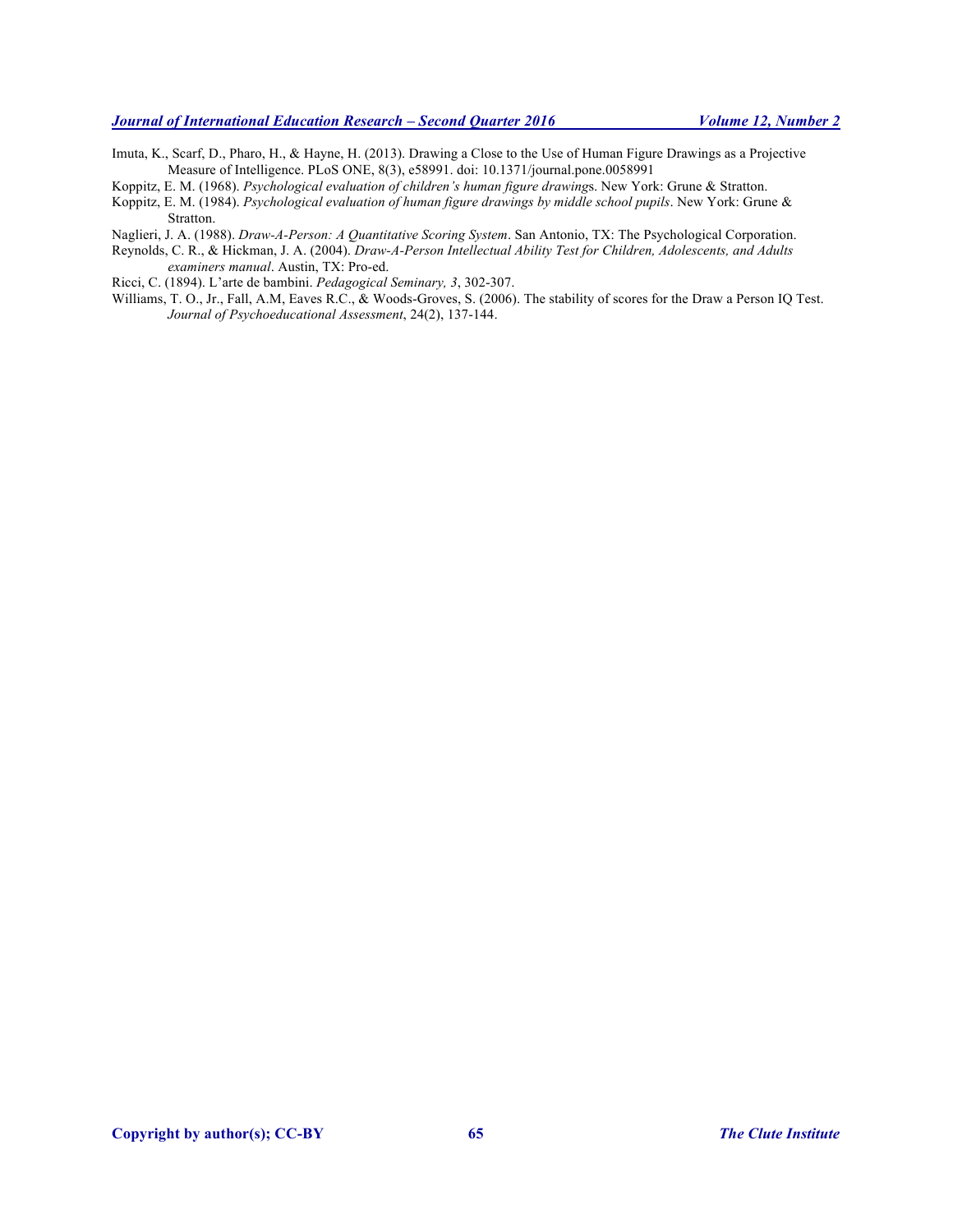Imuta, K., Scarf, D., Pharo, H., & Hayne, H. (2013). Drawing a Close to the Use of Human Figure Drawings as a Projective Measure of Intelligence. PLoS ONE, 8(3), e58991. doi: 10.1371/journal.pone.0058991

Koppitz, E. M. (1968). *Psychological evaluation of children's human figure drawing*s. New York: Grune & Stratton.

Koppitz, E. M. (1984). *Psychological evaluation of human figure drawings by middle school pupils*. New York: Grune & Stratton.

Naglieri, J. A. (1988). *Draw-A-Person: A Quantitative Scoring System*. San Antonio, TX: The Psychological Corporation.

Reynolds, C. R., & Hickman, J. A. (2004). *Draw-A-Person Intellectual Ability Test for Children, Adolescents, and Adults examiners manual*. Austin, TX: Pro-ed.

Ricci, C. (1894). L'arte de bambini. *Pedagogical Seminary, 3*, 302-307.

Williams, T. O., Jr., Fall, A.M, Eaves R.C., & Woods-Groves, S. (2006). The stability of scores for the Draw a Person IQ Test. *Journal of Psychoeducational Assessment*, 24(2), 137-144.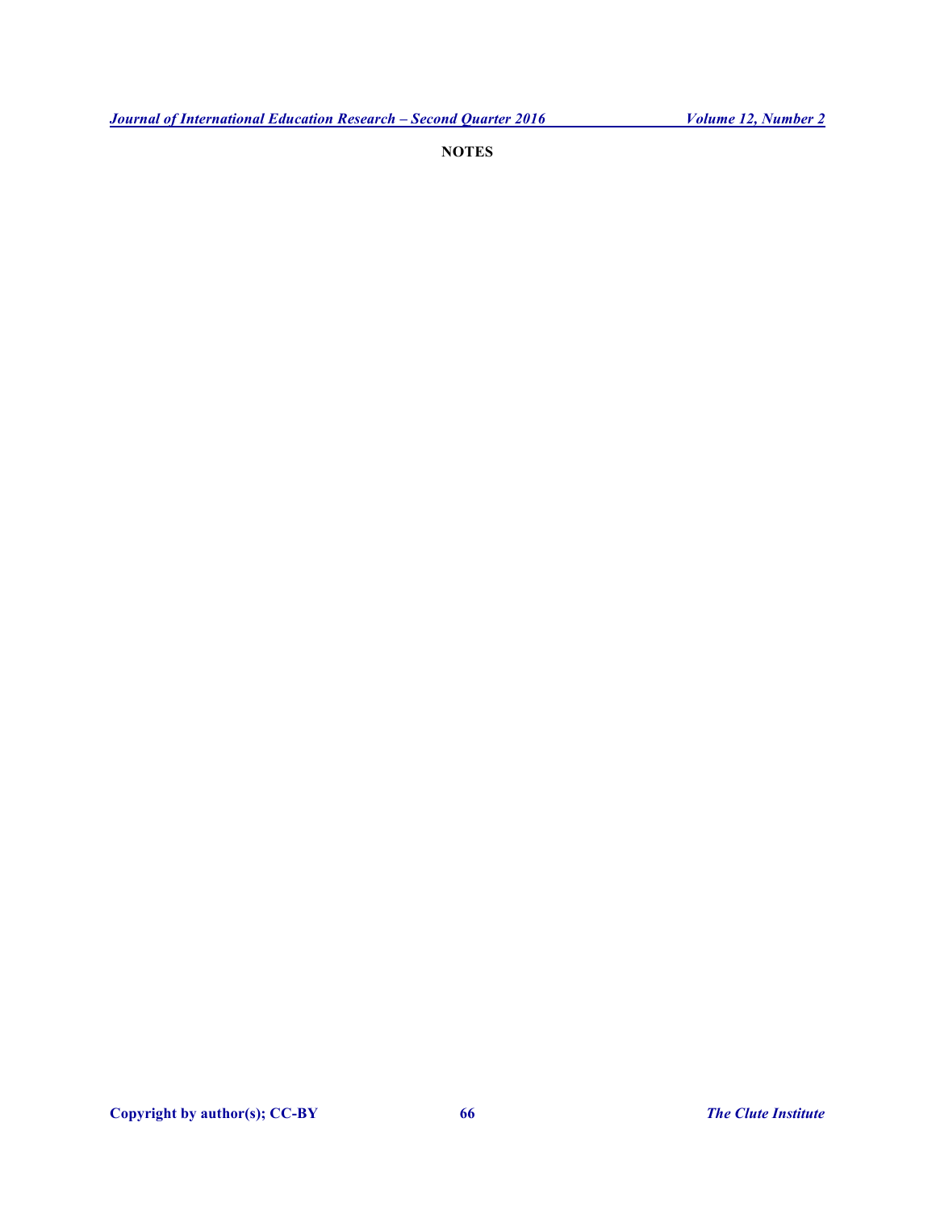**NOTES**